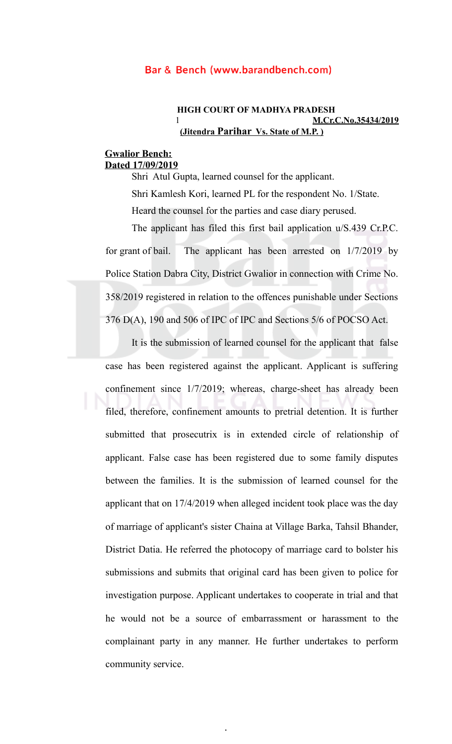**HIGH COURT OF MADHYA PRADESH**
**M.Cr.C.No.35434/2019**
**(Jitendra Parihar Vs. State of M.P. )**

**Gwalior Bench:**
**Dated 17/09/2019**

Shri Atul Gupta, learned counsel for the applicant.

Shri Kamlesh Kori, learned PL for the respondent No. 1/State.

Heard the counsel for the parties and case diary perused.

The applicant has filed this first bail application u/S.439 Cr.P.C. for grant of bail. The applicant has been arrested on 1/7/2019 by Police Station Dabra City, District Gwalior in connection with Crime No. 358/2019 registered in relation to the offences punishable under Sections 376 D(A), 190 and 506 of IPC of IPC and Sections 5/6 of POCSO Act.

It is the submission of learned counsel for the applicant that false case has been registered against the applicant. Applicant is suffering confinement since 1/7/2019; whereas, charge-sheet has already been filed, therefore, confinement amounts to pretrial detention. It is further submitted that prosecutrix is in extended circle of relationship of applicant. False case has been registered due to some family disputes between the families. It is the submission of learned counsel for the applicant that on 17/4/2019 when alleged incident took place was the day of marriage of applicant's sister Chaina at Village Barka, Tahsil Bhander, District Datia. He referred the photocopy of marriage card to bolster his submissions and submits that original card has been given to police for investigation purpose. Applicant undertakes to cooperate in trial and that he would not be a source of embarrassment or harassment to the complainant party in any manner. He further undertakes to perform community service.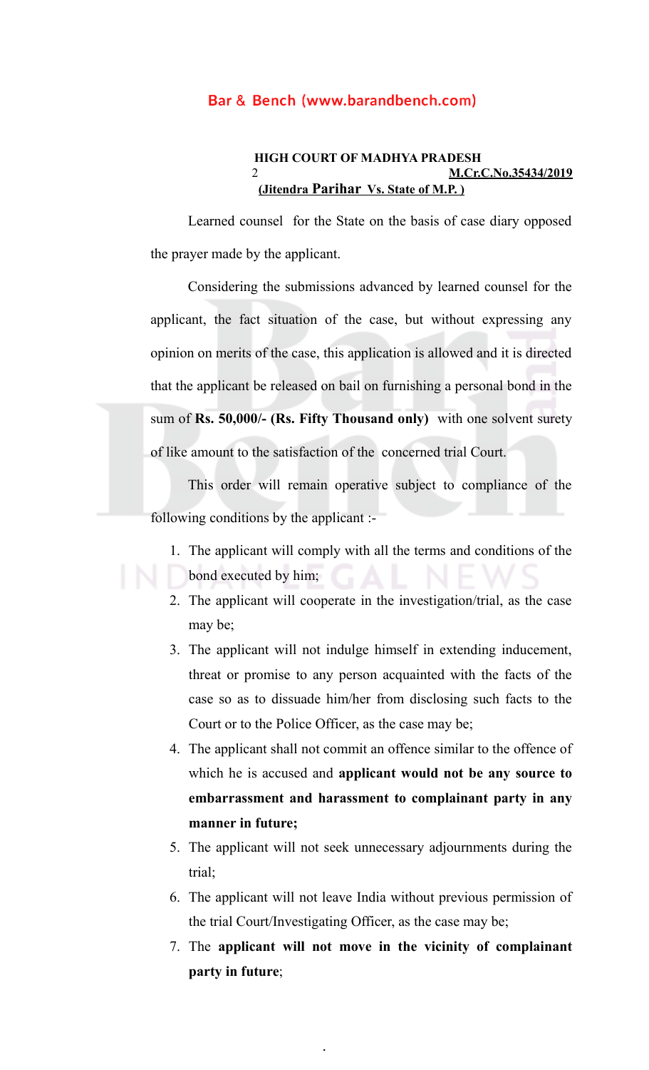Learned counsel for the State on the basis of case diary opposed the prayer made by the applicant.

Considering the submissions advanced by learned counsel for the applicant, the fact situation of the case, but without expressing any opinion on merits of the case, this application is allowed and it is directed that the applicant be released on bail on furnishing a personal bond in the sum of **Rs. 50,000/- (Rs. Fifty Thousand only)** with one solvent surety of like amount to the satisfaction of the concerned trial Court.

This order will remain operative subject to compliance of the following conditions by the applicant :-

1. The applicant will comply with all the terms and conditions of the bond executed by him;
2. The applicant will cooperate in the investigation/trial, as the case may be;
3. The applicant will not indulge himself in extending inducement, threat or promise to any person acquainted with the facts of the case so as to dissuade him/her from disclosing such facts to the Court or to the Police Officer, as the case may be;
4. The applicant shall not commit an offence similar to the offence of which he is accused and **applicant would not be any source to embarrassment and harassment to complainant party in any manner in future;**
5. The applicant will not seek unnecessary adjournments during the trial;
6. The applicant will not leave India without previous permission of the trial Court/Investigating Officer, as the case may be;
7. The **applicant will not move in the vicinity of complainant party in future**;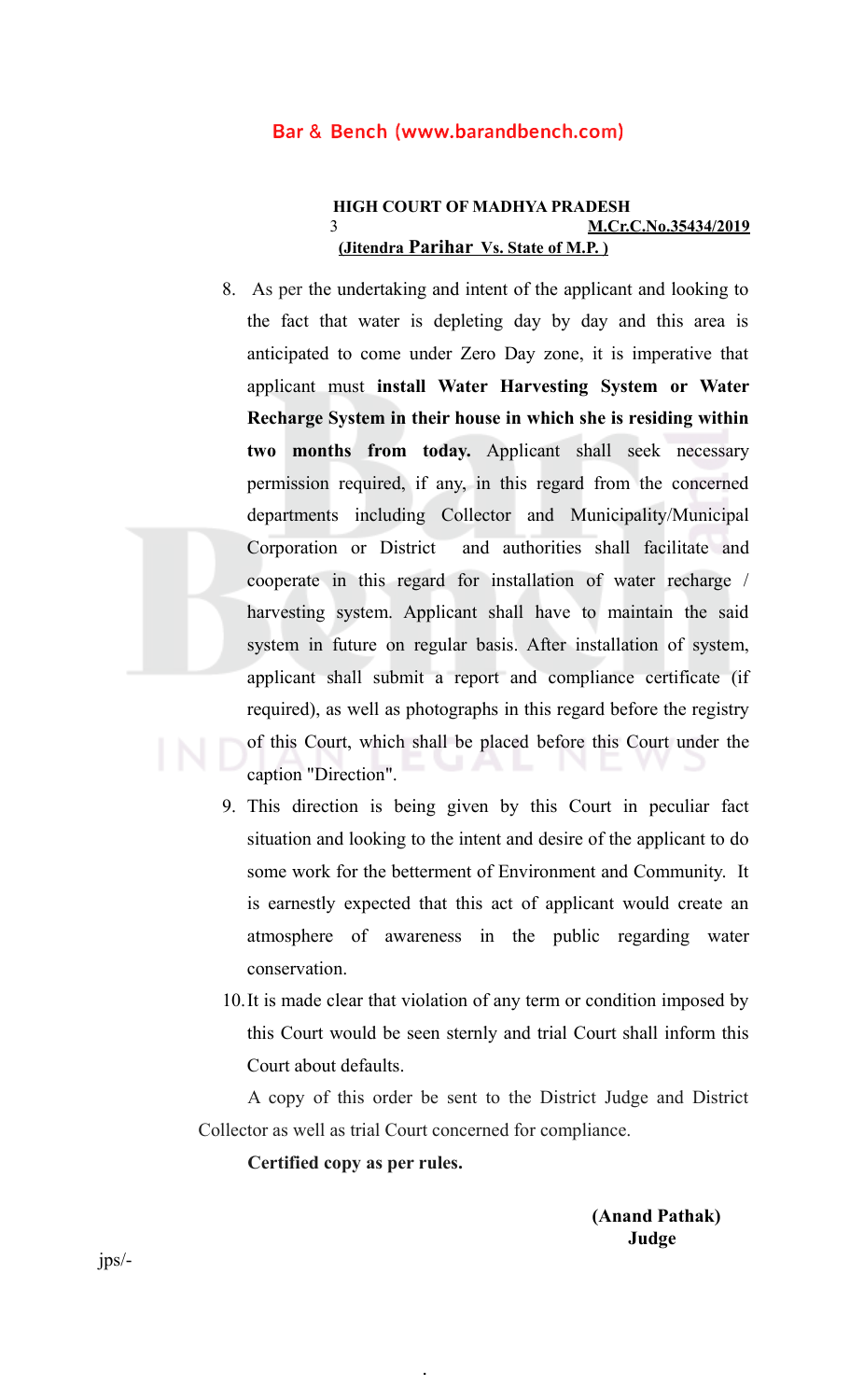8. As per the undertaking and intent of the applicant and looking to the fact that water is depleting day by day and this area is anticipated to come under Zero Day zone, it is imperative that applicant must **install Water Harvesting System or Water Recharge System in their house in which she is residing within two months from today.** Applicant shall seek necessary permission required, if any, in this regard from the concerned departments including Collector and Municipality/Municipal Corporation or District and authorities shall facilitate and cooperate in this regard for installation of water recharge / harvesting system. Applicant shall have to maintain the said system in future on regular basis. After installation of system, applicant shall submit a report and compliance certificate (if required), as well as photographs in this regard before the registry of this Court, which shall be placed before this Court under the caption "Direction".

9. This direction is being given by this Court in peculiar fact situation and looking to the intent and desire of the applicant to do some work for the betterment of Environment and Community. It is earnestly expected that this act of applicant would create an atmosphere of awareness in the public regarding water conservation.

10. It is made clear that violation of any term or condition imposed by this Court would be seen sternly and trial Court shall inform this Court about defaults.

A copy of this order be sent to the District Judge and District Collector as well as trial Court concerned for compliance.

**Certified copy as per rules.**

**(Anand Pathak)**
**Judge**

jps/-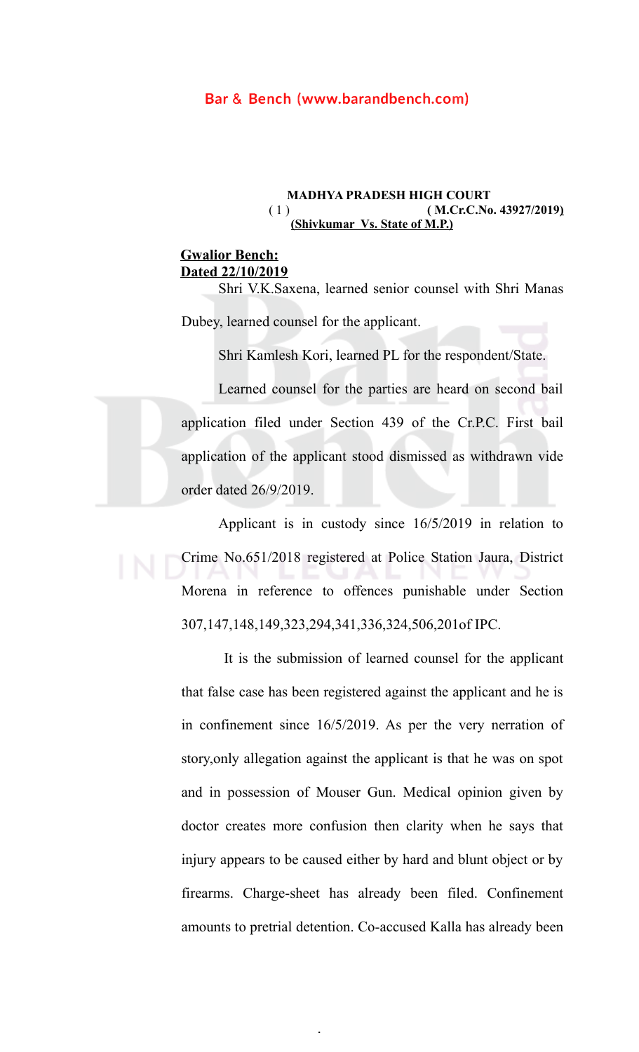**MADHYA PRADESH HIGH COURT**
( 1 ) **( M.Cr.C.No. 43927/2019)**
**(Shivkumar Vs. State of M.P.)**

**Gwalior Bench:**
**Dated 22/10/2019**

Shri V.K.Saxena, learned senior counsel with Shri Manas Dubey, learned counsel for the applicant.

Shri Kamlesh Kori, learned PL for the respondent/State.

Learned counsel for the parties are heard on second bail application filed under Section 439 of the Cr.P.C. First bail application of the applicant stood dismissed as withdrawn vide order dated 26/9/2019.

Applicant is in custody since 16/5/2019 in relation to Crime No.651/2018 registered at Police Station Jaura, District Morena in reference to offences punishable under Section 307,147,148,149,323,294,341,336,324,506,201of IPC.

It is the submission of learned counsel for the applicant that false case has been registered against the applicant and he is in confinement since 16/5/2019. As per the very nerration of story,only allegation against the applicant is that he was on spot and in possession of Mouser Gun. Medical opinion given by doctor creates more confusion then clarity when he says that injury appears to be caused either by hard and blunt object or by firearms. Charge-sheet has already been filed. Confinement amounts to pretrial detention. Co-accused Kalla has already been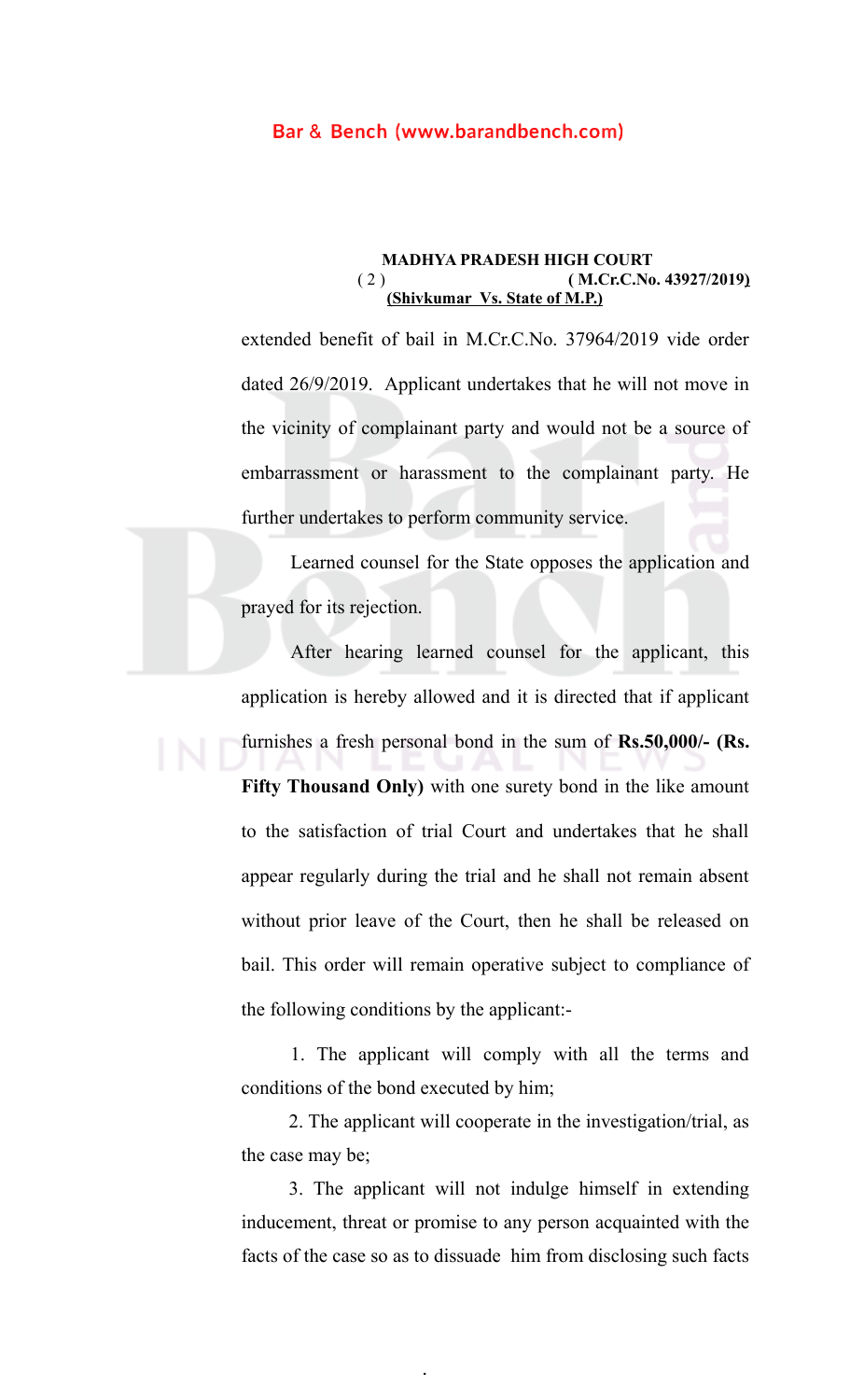extended benefit of bail in M.Cr.C.No. 37964/2019 vide order dated 26/9/2019. Applicant undertakes that he will not move in the vicinity of complainant party and would not be a source of embarrassment or harassment to the complainant party. He further undertakes to perform community service.

Learned counsel for the State opposes the application and prayed for its rejection.

After hearing learned counsel for the applicant, this application is hereby allowed and it is directed that if applicant furnishes a fresh personal bond in the sum of **Rs.50,000/- (Rs. Fifty Thousand Only)** with one surety bond in the like amount to the satisfaction of trial Court and undertakes that he shall appear regularly during the trial and he shall not remain absent without prior leave of the Court, then he shall be released on bail. This order will remain operative subject to compliance of the following conditions by the applicant:-

1. The applicant will comply with all the terms and conditions of the bond executed by him;

2. The applicant will cooperate in the investigation/trial, as the case may be;

3. The applicant will not indulge himself in extending inducement, threat or promise to any person acquainted with the facts of the case so as to dissuade him from disclosing such facts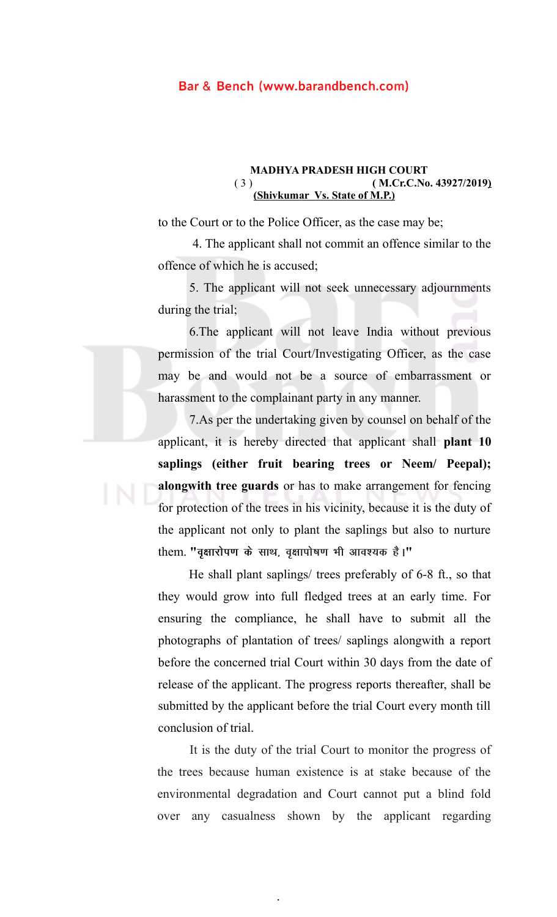to the Court or to the Police Officer, as the case may be;

4. The applicant shall not commit an offence similar to the offence of which he is accused;

5. The applicant will not seek unnecessary adjournments during the trial;

6.The applicant will not leave India without previous permission of the trial Court/Investigating Officer, as the case may be and would not be a source of embarrassment or harassment to the complainant party in any manner.

7.As per the undertaking given by counsel on behalf of the applicant, it is hereby directed that applicant shall **plant 10 saplings (either fruit bearing trees or Neem/ Peepal); alongwith tree guards** or has to make arrangement for fencing for protection of the trees in his vicinity, because it is the duty of the applicant not only to plant the saplings but also to nurture them. **"वृक्षारोपण के साथ, वृक्षापोषण भी आवश्यक है।"**

He shall plant saplings/ trees preferably of 6-8 ft., so that they would grow into full fledged trees at an early time. For ensuring the compliance, he shall have to submit all the photographs of plantation of trees/ saplings alongwith a report before the concerned trial Court within 30 days from the date of release of the applicant. The progress reports thereafter, shall be submitted by the applicant before the trial Court every month till conclusion of trial.

It is the duty of the trial Court to monitor the progress of the trees because human existence is at stake because of the environmental degradation and Court cannot put a blind fold over any casualness shown by the applicant regarding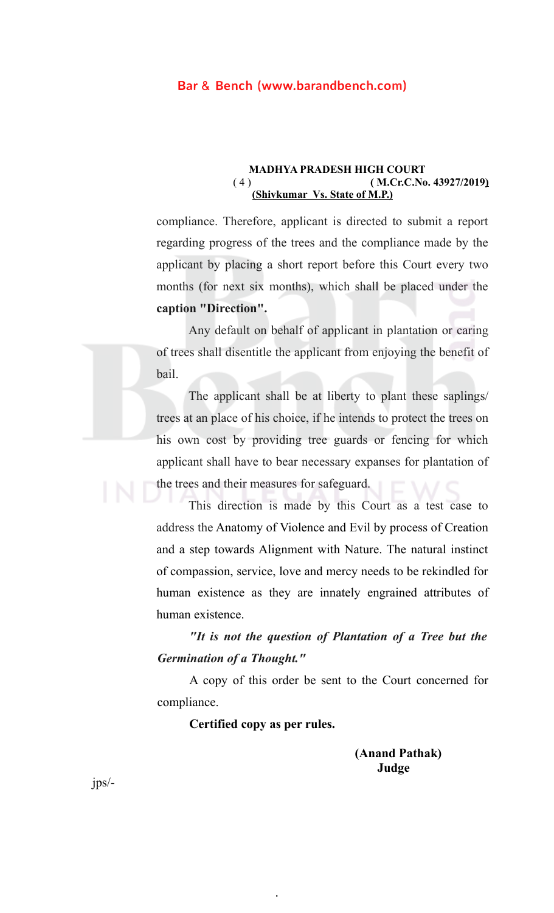compliance. Therefore, applicant is directed to submit a report regarding progress of the trees and the compliance made by the applicant by placing a short report before this Court every two months (for next six months), which shall be placed under the **caption "Direction".**

Any default on behalf of applicant in plantation or caring of trees shall disentitle the applicant from enjoying the benefit of bail.

The applicant shall be at liberty to plant these saplings/ trees at an place of his choice, if he intends to protect the trees on his own cost by providing tree guards or fencing for which applicant shall have to bear necessary expanses for plantation of the trees and their measures for safeguard.

This direction is made by this Court as a test case to address the Anatomy of Violence and Evil by process of Creation and a step towards Alignment with Nature. The natural instinct of compassion, service, love and mercy needs to be rekindled for human existence as they are innately engrained attributes of human existence.

***"It is not the question of Plantation of a Tree but the Germination of a Thought."***

A copy of this order be sent to the Court concerned for compliance.

**Certified copy as per rules.**

**(Anand Pathak)**
**Judge**

jps/-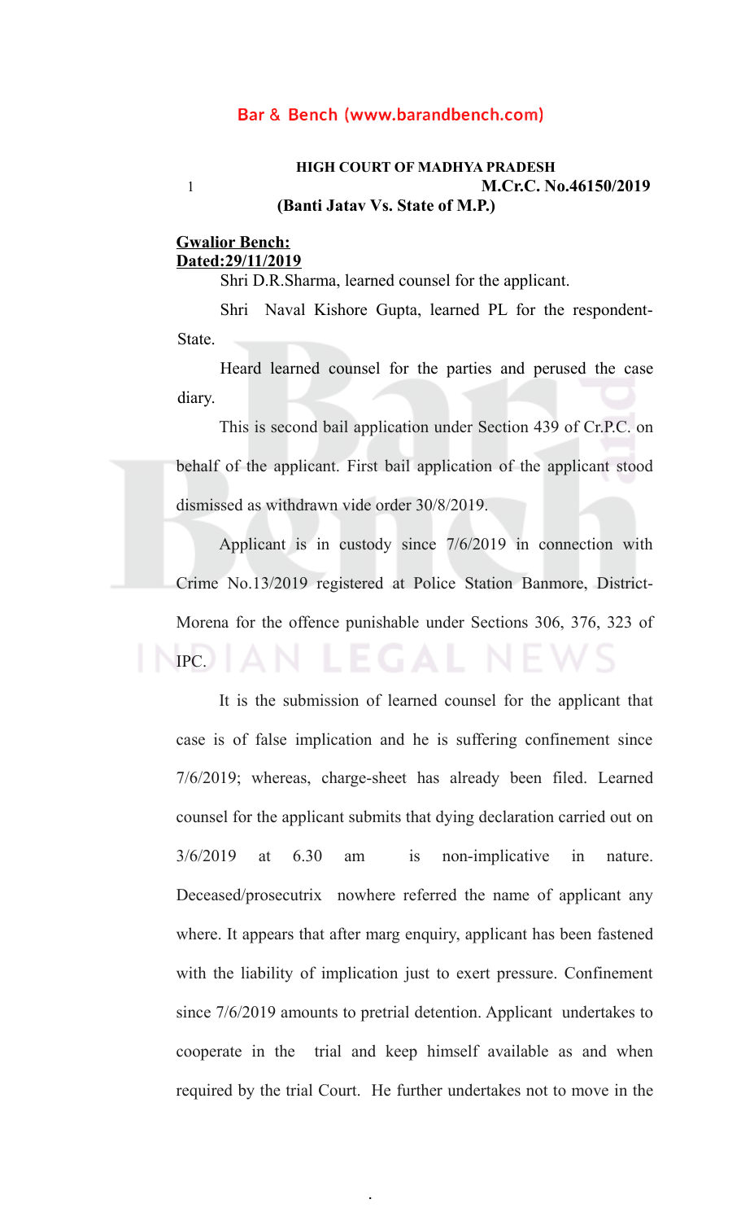**HIGH COURT OF MADHYA PRADESH**

**M.Cr.C. No.46150/2019**

**(Banti Jatav Vs. State of M.P.)**

**Gwalior Bench:**
**Dated:29/11/2019**

Shri D.R.Sharma, learned counsel for the applicant.

Shri Naval Kishore Gupta, learned PL for the respondent-State.

Heard learned counsel for the parties and perused the case diary.

This is second bail application under Section 439 of Cr.P.C. on behalf of the applicant. First bail application of the applicant stood dismissed as withdrawn vide order 30/8/2019.

Applicant is in custody since 7/6/2019 in connection with Crime No.13/2019 registered at Police Station Banmore, District-Morena for the offence punishable under Sections 306, 376, 323 of IPC.

It is the submission of learned counsel for the applicant that case is of false implication and he is suffering confinement since 7/6/2019; whereas, charge-sheet has already been filed. Learned counsel for the applicant submits that dying declaration carried out on 3/6/2019 at 6.30 am is non-implicative in nature. Deceased/prosecutrix nowhere referred the name of applicant any where. It appears that after marg enquiry, applicant has been fastened with the liability of implication just to exert pressure. Confinement since 7/6/2019 amounts to pretrial detention. Applicant undertakes to cooperate in the trial and keep himself available as and when required by the trial Court. He further undertakes not to move in the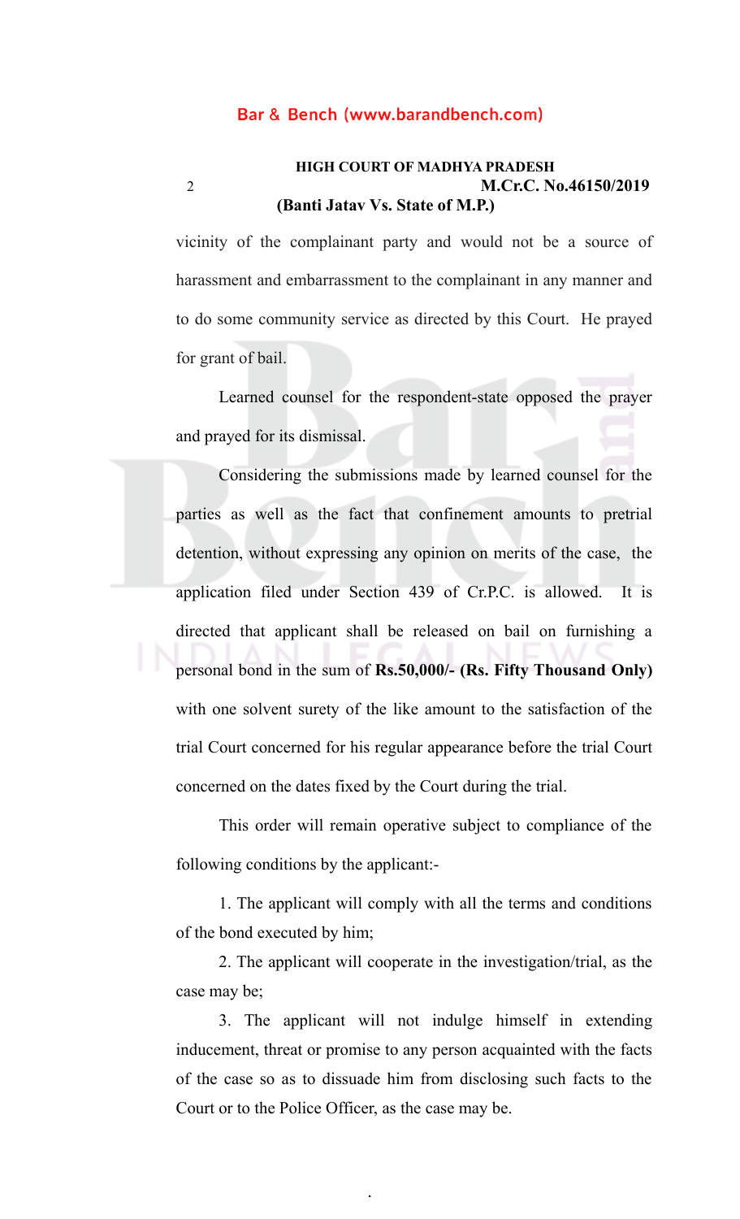vicinity of the complainant party and would not be a source of harassment and embarrassment to the complainant in any manner and to do some community service as directed by this Court. He prayed for grant of bail.

Learned counsel for the respondent-state opposed the prayer and prayed for its dismissal.

Considering the submissions made by learned counsel for the parties as well as the fact that confinement amounts to pretrial detention, without expressing any opinion on merits of the case, the application filed under Section 439 of Cr.P.C. is allowed. It is directed that applicant shall be released on bail on furnishing a personal bond in the sum of **Rs.50,000/- (Rs. Fifty Thousand Only)** with one solvent surety of the like amount to the satisfaction of the trial Court concerned for his regular appearance before the trial Court concerned on the dates fixed by the Court during the trial.

This order will remain operative subject to compliance of the following conditions by the applicant:-

1. The applicant will comply with all the terms and conditions of the bond executed by him;

2. The applicant will cooperate in the investigation/trial, as the case may be;

3. The applicant will not indulge himself in extending inducement, threat or promise to any person acquainted with the facts of the case so as to dissuade him from disclosing such facts to the Court or to the Police Officer, as the case may be.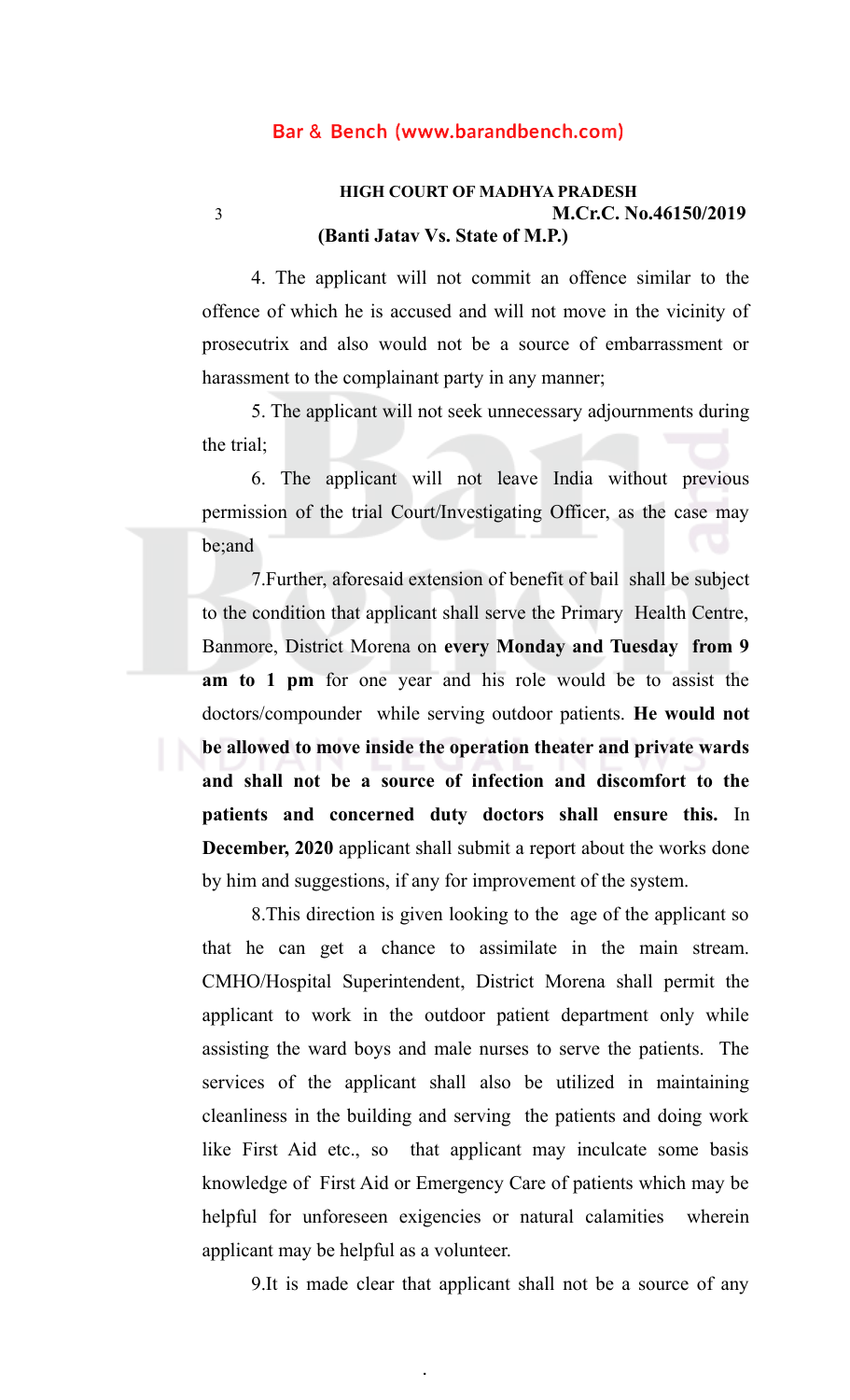4. The applicant will not commit an offence similar to the offence of which he is accused and will not move in the vicinity of prosecutrix and also would not be a source of embarrassment or harassment to the complainant party in any manner;

5. The applicant will not seek unnecessary adjournments during the trial;

6. The applicant will not leave India without previous permission of the trial Court/Investigating Officer, as the case may be;and

7.Further, aforesaid extension of benefit of bail shall be subject to the condition that applicant shall serve the Primary Health Centre, Banmore, District Morena on **every Monday and Tuesday from 9 am to 1 pm** for one year and his role would be to assist the doctors/compounder while serving outdoor patients. **He would not be allowed to move inside the operation theater and private wards and shall not be a source of infection and discomfort to the patients and concerned duty doctors shall ensure this.** In **December, 2020** applicant shall submit a report about the works done by him and suggestions, if any for improvement of the system.

8.This direction is given looking to the age of the applicant so that he can get a chance to assimilate in the main stream. CMHO/Hospital Superintendent, District Morena shall permit the applicant to work in the outdoor patient department only while assisting the ward boys and male nurses to serve the patients. The services of the applicant shall also be utilized in maintaining cleanliness in the building and serving the patients and doing work like First Aid etc., so that applicant may inculcate some basis knowledge of First Aid or Emergency Care of patients which may be helpful for unforeseen exigencies or natural calamities wherein applicant may be helpful as a volunteer.

9.It is made clear that applicant shall not be a source of any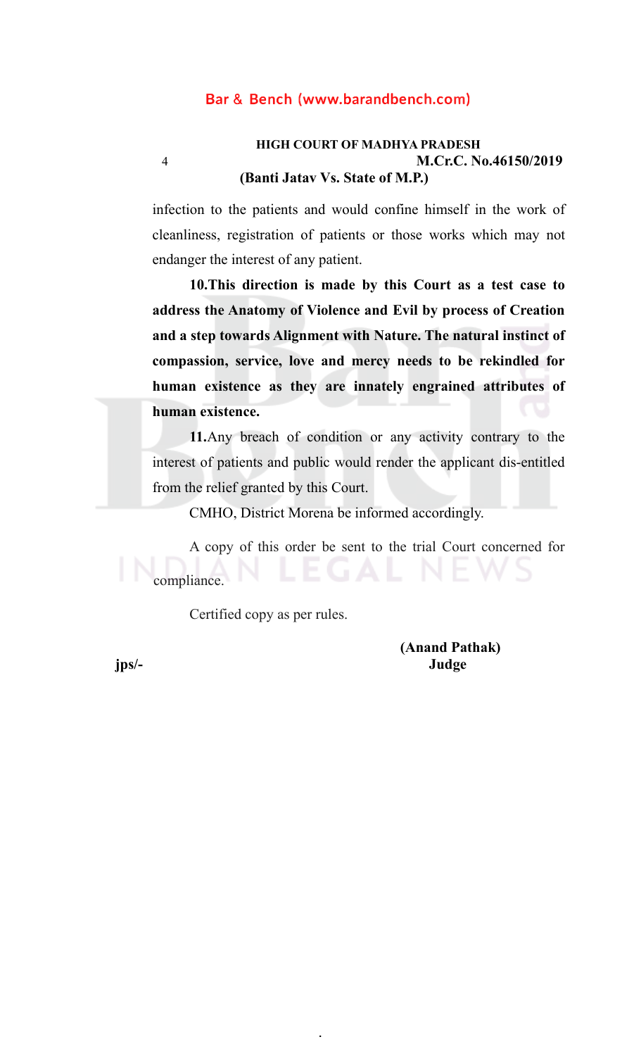infection to the patients and would confine himself in the work of cleanliness, registration of patients or those works which may not endanger the interest of any patient.

**10.This direction is made by this Court as a test case to address the Anatomy of Violence and Evil by process of Creation and a step towards Alignment with Nature. The natural instinct of compassion, service, love and mercy needs to be rekindled for human existence as they are innately engrained attributes of human existence.**

**11.**Any breach of condition or any activity contrary to the interest of patients and public would render the applicant dis-entitled from the relief granted by this Court.

CMHO, District Morena be informed accordingly.

A copy of this order be sent to the trial Court concerned for compliance.

Certified copy as per rules.

**(Anand Pathak)**
**Judge**

**jps/-**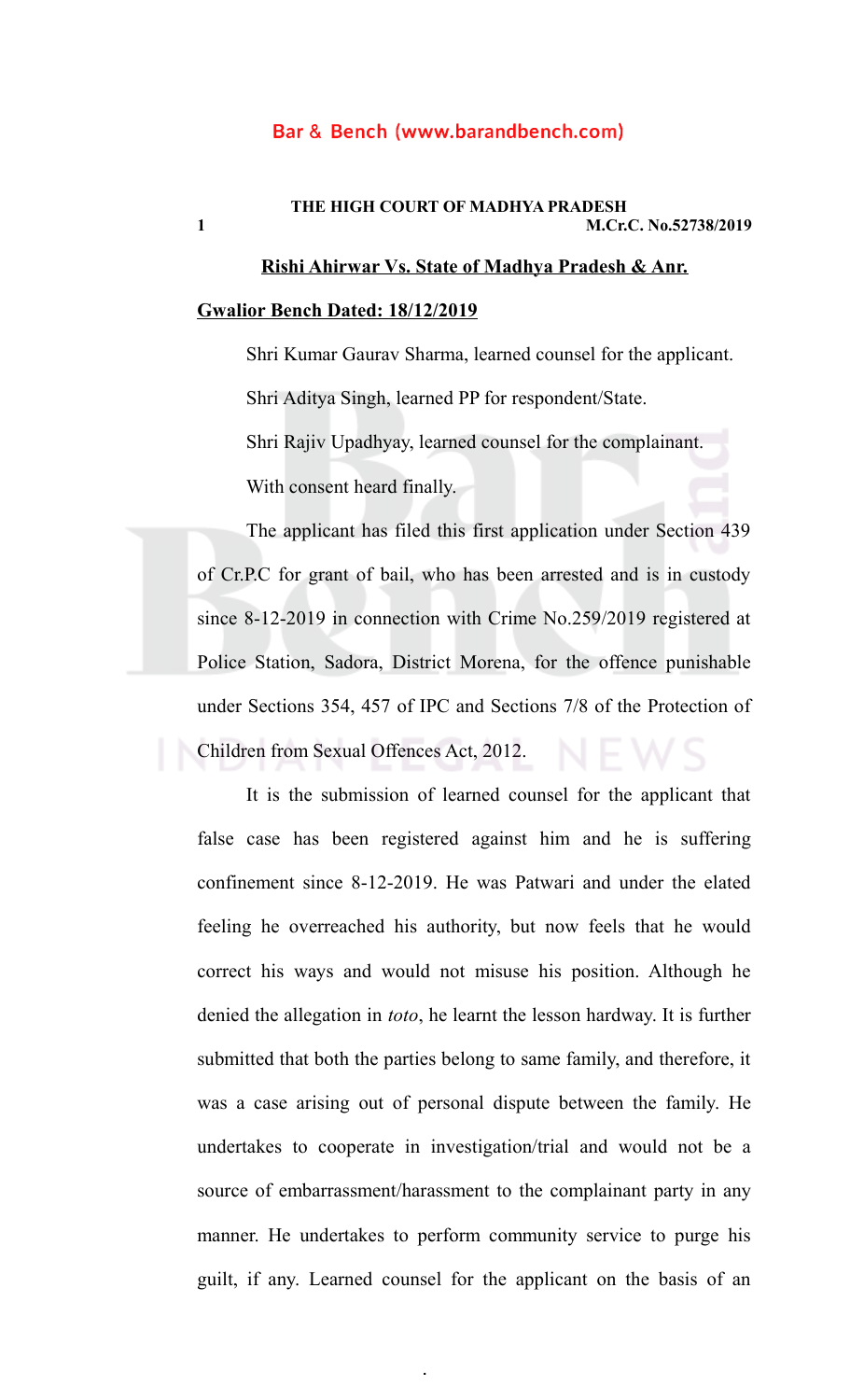**THE HIGH COURT OF MADHYA PRADESH**
**M.Cr.C. No.52738/2019**

**<u>Rishi Ahirwar Vs. State of Madhya Pradesh & Anr.</u>**

**<u>Gwalior Bench Dated: 18/12/2019</u>**

Shri Kumar Gaurav Sharma, learned counsel for the applicant.

Shri Aditya Singh, learned PP for respondent/State.

Shri Rajiv Upadhyay, learned counsel for the complainant.

With consent heard finally.

The applicant has filed this first application under Section 439 of Cr.P.C for grant of bail, who has been arrested and is in custody since 8-12-2019 in connection with Crime No.259/2019 registered at Police Station, Sadora, District Morena, for the offence punishable under Sections 354, 457 of IPC and Sections 7/8 of the Protection of Children from Sexual Offences Act, 2012.

It is the submission of learned counsel for the applicant that false case has been registered against him and he is suffering confinement since 8-12-2019. He was Patwari and under the elated feeling he overreached his authority, but now feels that he would correct his ways and would not misuse his position. Although he denied the allegation in *toto*, he learnt the lesson hardway. It is further submitted that both the parties belong to same family, and therefore, it was a case arising out of personal dispute between the family. He undertakes to cooperate in investigation/trial and would not be a source of embarrassment/harassment to the complainant party in any manner. He undertakes to perform community service to purge his guilt, if any. Learned counsel for the applicant on the basis of an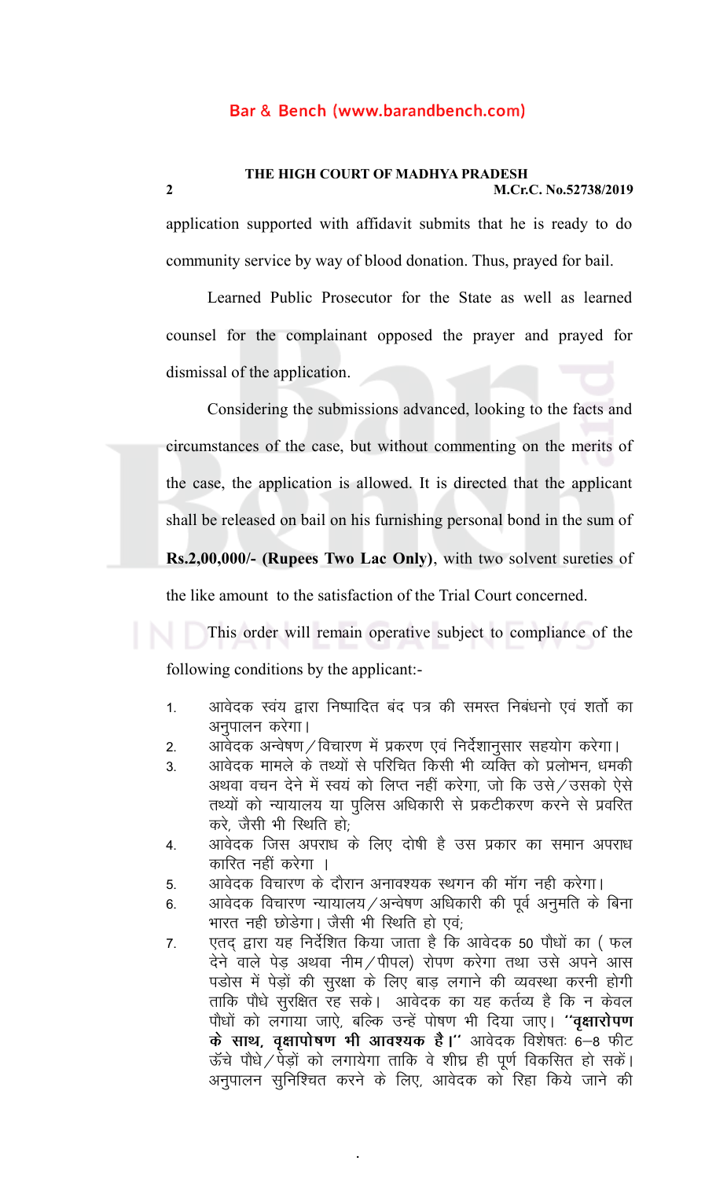application supported with affidavit submits that he is ready to do community service by way of blood donation. Thus, prayed for bail.

Learned Public Prosecutor for the State as well as learned counsel for the complainant opposed the prayer and prayed for dismissal of the application.

Considering the submissions advanced, looking to the facts and circumstances of the case, but without commenting on the merits of the case, the application is allowed. It is directed that the applicant shall be released on bail on his furnishing personal bond in the sum of **Rs.2,00,000/- (Rupees Two Lac Only)**, with two solvent sureties of the like amount to the satisfaction of the Trial Court concerned.

This order will remain operative subject to compliance of the following conditions by the applicant:-

1. आवेदक स्वयं द्वारा निष्पादित बंद पत्र की समस्त निबंधनो एवं शर्तो का अनुपालन करेगा।
2. आवेदक अन्वेषण/विचारण में प्रकरण एवं निर्देशानुसार सहयोग करेगा।
3. आवेदक मामले के तथ्यों से परिचित किसी भी व्यक्ति को प्रलोभन, धमकी अथवा वचन देने में स्वयं को लिप्त नहीं करेगा, जो कि उसे/उसको ऐसे तथ्यों को न्यायालय या पुलिस अधिकारी से प्रकटीकरण करने से प्रवरित करे, जैसी भी स्थिति हो;
4. आवेदक जिस अपराध के लिए दोषी है उस प्रकार का समान अपराध कारित नहीं करेगा ।
5. आवेदक विचारण के दौरान अनावश्यक स्थगन की मॉग नही करेगा।
6. आवेदक विचारण न्यायालय/अन्वेषण अधिकारी की पूर्व अनुमति के बिना भारत नही छोडेगा। जैसी भी स्थिति हो एवं;
7. एतद् द्वारा यह निर्देशित किया जाता है कि आवेदक 50 पौधों का ( फल देने वाले पेड़ अथवा नीम/पीपल) रोपण करेगा तथा उसे अपने आस पडोस में पेड़ों की सुरक्षा के लिए बाड़ लगाने की व्यवस्था करनी होगी ताकि पौधे सुरक्षित रह सके। आवेदक का यह कर्तव्य है कि न केवल पौधों को लगाया जाऐ, बल्कि उन्हें पोषण भी दिया जाए। **"वृक्षारोपण के साथ, वृक्षापोषण भी आवश्यक है।"** आवेदक विशेषतः 6–8 फीट ऊँचे पौधे/पेड़ों को लगायेगा ताकि वे शीघ्र ही पूर्ण विकसित हो सकें। अनुपालन सुनिश्चित करने के लिए, आवेदक को रिहा किये जाने की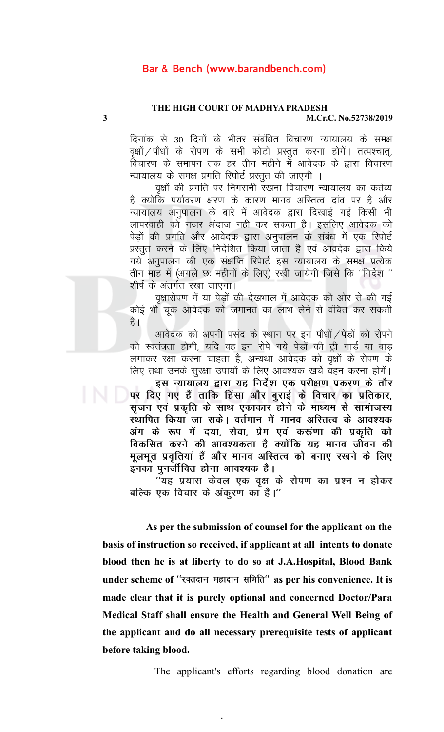दिनांक से 30 दिनों के भीतर संबंधित विचारण न्यायालय के समक्ष वृक्षों/पौधों के रोपण के सभी फोटो प्रस्तुत करना होगें। तत्पश्चात्, विचारण के समापन तक हर तीन महीने में आवेदक के द्वारा विचारण न्यायालय के समक्ष प्रगति रिपोर्ट प्रस्तुत की जाएगी ।

वृक्षों की प्रगति पर निगरानी रखना विचारण न्यायालय का कर्तव्य है क्योंकि पर्यावरण क्षरण के कारण मानव अस्तित्व दांव पर है और न्यायालय अनुपालन के बारे में आवेदक द्वारा दिखाई गई किसी भी लापरवाही को नजर अंदाज नही कर सकता है। इसलिए आवेदक को पेड़ों की प्रगति और आवेदक द्वारा अनुपालन के संबंध में एक रिपोर्ट प्रस्तुत करने के लिए निर्देशित किया जाता है एवं आवदेक द्वारा किये गये अनुपालन की एक संक्षप्ति रिपोर्ट इस न्यायालय के समक्ष प्रत्येक तीन माह में (अगले छः महीनों के लिए) रखी जायेगी जिसे कि "निर्देश " शीर्ष के अंतर्गत रखा जाएगा।

वृक्षारोपण में या पेड़ों की देखभाल में आवेदक की ओर से की गई कोई भी चूक आवेदक को जमानत का लाभ लेने से वंचित कर सकती है।

आवेदक को अपनी पसंद के स्थान पर इन पौधों/पेडों को रोपने की स्वतंत्रता होगी, यदि वह इन रोपे गये पेडों की ट्री गार्ड या बाड़ लगाकर रक्षा करना चाहता है, अन्यथा आवेदक को वृक्षों के रोपण के लिए तथा उनके सुरक्षा उपायों के लिए आवश्यक खर्चे वहन करना होगें।

**इस न्यायालय द्वारा यह निर्देश एक परीक्षण प्रकरण के तौर पर दिए गए हैं ताकि हिंसा और बुराई के विचार का प्रतिकार, सृजन एवं प्रकृति के साथ एकाकार होने के माध्यम से सामांजस्य स्थापित किया जा सके। वर्तमान में मानव अस्तित्व के आवश्यक अंग के रूप में दया, सेवा, प्रेम एवं करूंणा की प्रकृति को विकसित करने की आवश्यकता है क्योंकि यह मानव जीवन की मूलभूत प्रवृतियां हैं और मानव अस्तित्व को बनाए रखने के लिए इनका पुनर्जीवित होना आवश्यक है।**

**"यह प्रयास केवल एक वृक्ष के रोपण का प्रश्न न होकर बल्कि एक विचार के अंकुरण का है।"**

**As per the submission of counsel for the applicant on the basis of instruction so received, if applicant at all intents to donate blood then he is at liberty to do so at J.A.Hospital, Blood Bank under scheme of "रक्तदान महादान समिति" as per his convenience. It is made clear that it is purely optional and concerned Doctor/Para Medical Staff shall ensure the Health and General Well Being of the applicant and do all necessary prerequisite tests of applicant before taking blood.**

The applicant's efforts regarding blood donation are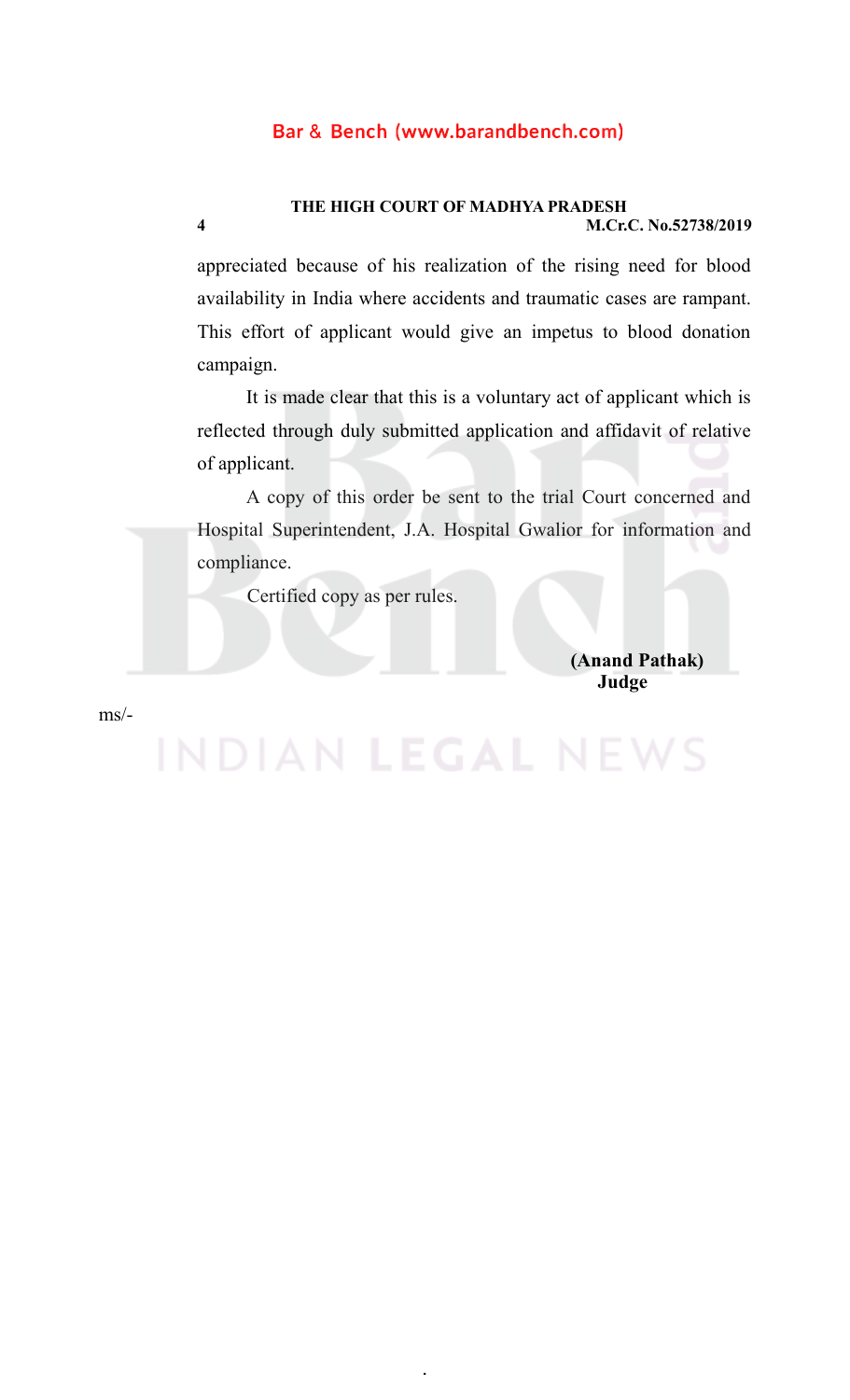appreciated because of his realization of the rising need for blood availability in India where accidents and traumatic cases are rampant. This effort of applicant would give an impetus to blood donation campaign.

It is made clear that this is a voluntary act of applicant which is reflected through duly submitted application and affidavit of relative of applicant.

A copy of this order be sent to the trial Court concerned and Hospital Superintendent, J.A. Hospital Gwalior for information and compliance.

Certified copy as per rules.

**(Anand Pathak)**
**Judge**

ms/-